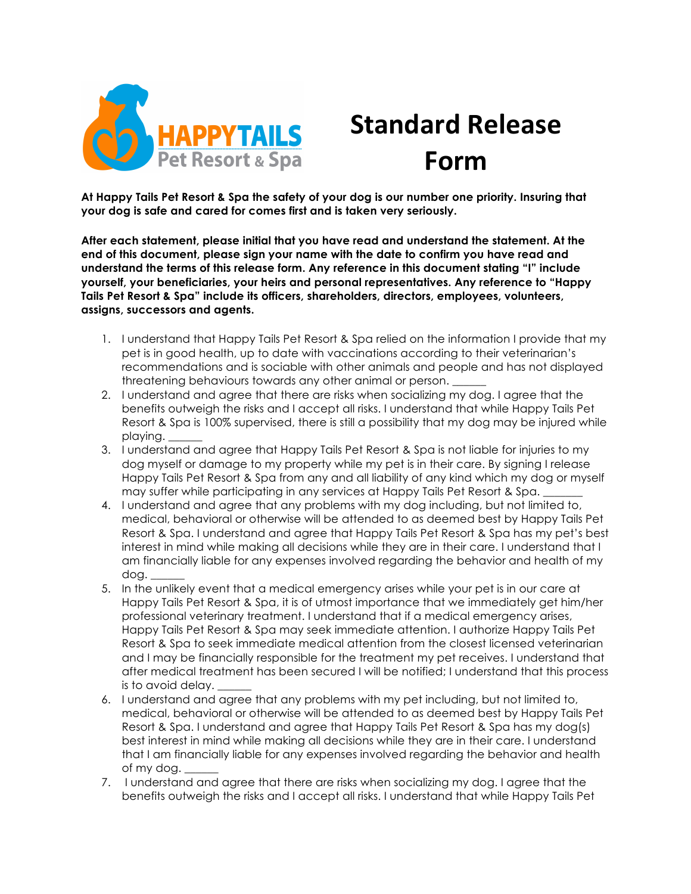HAPPYTAILS Pet Resort & Spa

# Standard Release Form

**At Happy Tails Pet Resort & Spa the safety of your dog is our number one priority. Insuring that your dog is safe and cared for comes first and is taken very seriously.**

**After each statement, please initial that you have read and understand the statement. At the end of this document, please sign your name with the date to confirm you have read and understand the terms of this release form. Any reference in this document stating "I" include yourself, your beneficiaries, your heirs and personal representatives. Any reference to "Happy Tails Pet Resort & Spa" include its officers, shareholders, directors, employees, volunteers, assigns, successors and agents.**

1. I understand that Happy Tails Pet Resort & Spa relied on the information I provide that my pet is in good health, up to date with vaccinations according to their veterinarian's recommendations and is sociable with other animals and people and has not displayed threatening behaviours towards any other animal or person. ______
2. I understand and agree that there are risks when socializing my dog. I agree that the benefits outweigh the risks and I accept all risks. I understand that while Happy Tails Pet Resort & Spa is 100% supervised, there is still a possibility that my dog may be injured while playing. ______
3. I understand and agree that Happy Tails Pet Resort & Spa is not liable for injuries to my dog myself or damage to my property while my pet is in their care. By signing I release Happy Tails Pet Resort & Spa from any and all liability of any kind which my dog or myself may suffer while participating in any services at Happy Tails Pet Resort & Spa. _______
4. I understand and agree that any problems with my dog including, but not limited to, medical, behavioral or otherwise will be attended to as deemed best by Happy Tails Pet Resort & Spa. I understand and agree that Happy Tails Pet Resort & Spa has my pet's best interest in mind while making all decisions while they are in their care. I understand that I am financially liable for any expenses involved regarding the behavior and health of my dog. ______
5. In the unlikely event that a medical emergency arises while your pet is in our care at Happy Tails Pet Resort & Spa, it is of utmost importance that we immediately get him/her professional veterinary treatment. I understand that if a medical emergency arises, Happy Tails Pet Resort & Spa may seek immediate attention. I authorize Happy Tails Pet Resort & Spa to seek immediate medical attention from the closest licensed veterinarian and I may be financially responsible for the treatment my pet receives. I understand that after medical treatment has been secured I will be notified; I understand that this process is to avoid delay. ______
6. I understand and agree that any problems with my pet including, but not limited to, medical, behavioral or otherwise will be attended to as deemed best by Happy Tails Pet Resort & Spa. I understand and agree that Happy Tails Pet Resort & Spa has my dog(s) best interest in mind while making all decisions while they are in their care. I understand that I am financially liable for any expenses involved regarding the behavior and health of my dog. ______
7. I understand and agree that there are risks when socializing my dog. I agree that the benefits outweigh the risks and I accept all risks. I understand that while Happy Tails Pet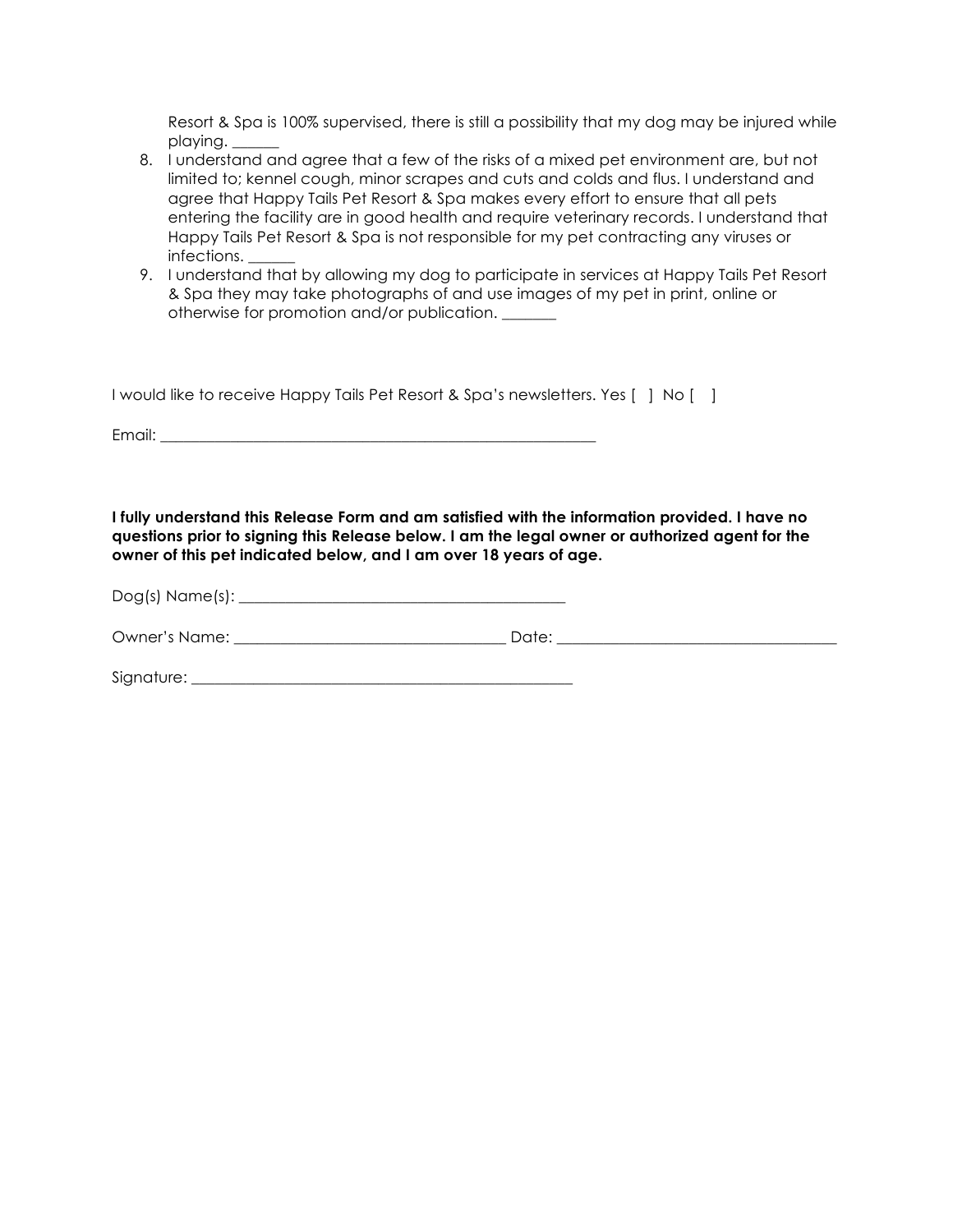Resort & Spa is 100% supervised, there is still a possibility that my dog may be injured while playing. ______

8. I understand and agree that a few of the risks of a mixed pet environment are, but not limited to; kennel cough, minor scrapes and cuts and colds and flus. I understand and agree that Happy Tails Pet Resort & Spa makes every effort to ensure that all pets entering the facility are in good health and require veterinary records. I understand that Happy Tails Pet Resort & Spa is not responsible for my pet contracting any viruses or infections. ______
9. I understand that by allowing my dog to participate in services at Happy Tails Pet Resort & Spa they may take photographs of and use images of my pet in print, online or otherwise for promotion and/or publication. _______

I would like to receive Happy Tails Pet Resort & Spa's newsletters. Yes [ ] No [ ]

Email: ________________________________________________________

**I fully understand this Release Form and am satisfied with the information provided. I have no questions prior to signing this Release below. I am the legal owner or authorized agent for the owner of this pet indicated below, and I am over 18 years of age.**

Dog(s) Name(s): ___________________________________________

Owner's Name: ___________________________________ Date: ____________________________________

Signature: __________________________________________________